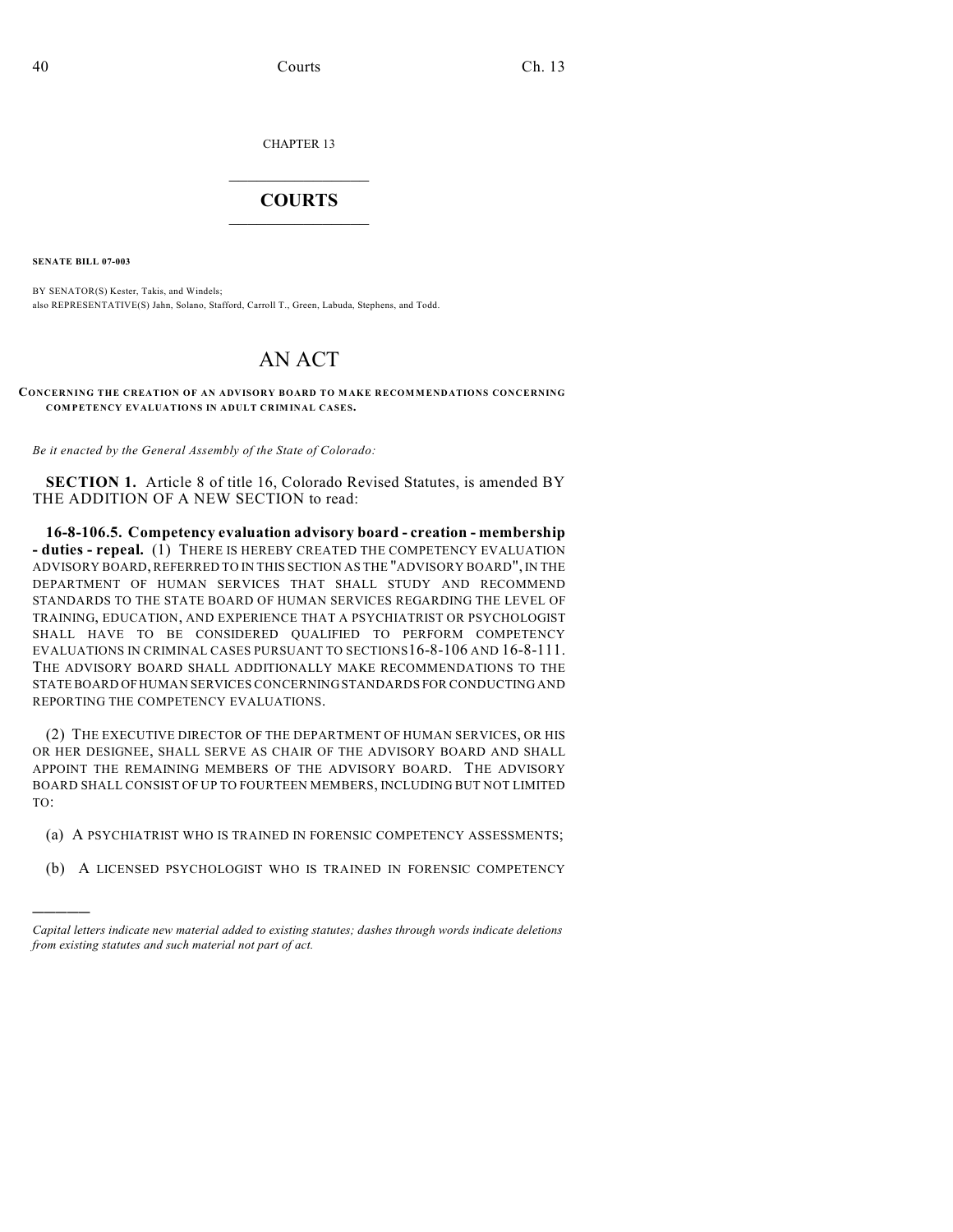CHAPTER 13

# COURTS

**SENATE BILL 07-003**

BY SENATOR(S) Kester, Takis, and Windels;
also REPRESENTATIVE(S) Jahn, Solano, Stafford, Carroll T., Green, Labuda, Stephens, and Todd.

# AN ACT

**CONCERNING THE CREATION OF AN ADVISORY BOARD TO MAKE RECOMMENDATIONS CONCERNING COMPETENCY EVALUATIONS IN ADULT CRIMINAL CASES.**

*Be it enacted by the General Assembly of the State of Colorado:*

**SECTION 1.** Article 8 of title 16, Colorado Revised Statutes, is amended BY THE ADDITION OF A NEW SECTION to read:

**16-8-106.5. Competency evaluation advisory board - creation - membership - duties - repeal.** (1) THERE IS HEREBY CREATED THE COMPETENCY EVALUATION ADVISORY BOARD, REFERRED TO IN THIS SECTION AS THE "ADVISORY BOARD", IN THE DEPARTMENT OF HUMAN SERVICES THAT SHALL STUDY AND RECOMMEND STANDARDS TO THE STATE BOARD OF HUMAN SERVICES REGARDING THE LEVEL OF TRAINING, EDUCATION, AND EXPERIENCE THAT A PSYCHIATRIST OR PSYCHOLOGIST SHALL HAVE TO BE CONSIDERED QUALIFIED TO PERFORM COMPETENCY EVALUATIONS IN CRIMINAL CASES PURSUANT TO SECTIONS 16-8-106 AND 16-8-111. THE ADVISORY BOARD SHALL ADDITIONALLY MAKE RECOMMENDATIONS TO THE STATE BOARD OF HUMAN SERVICES CONCERNING STANDARDS FOR CONDUCTING AND REPORTING THE COMPETENCY EVALUATIONS.

(2) THE EXECUTIVE DIRECTOR OF THE DEPARTMENT OF HUMAN SERVICES, OR HIS OR HER DESIGNEE, SHALL SERVE AS CHAIR OF THE ADVISORY BOARD AND SHALL APPOINT THE REMAINING MEMBERS OF THE ADVISORY BOARD. THE ADVISORY BOARD SHALL CONSIST OF UP TO FOURTEEN MEMBERS, INCLUDING BUT NOT LIMITED TO:

(a) A PSYCHIATRIST WHO IS TRAINED IN FORENSIC COMPETENCY ASSESSMENTS;

(b) A LICENSED PSYCHOLOGIST WHO IS TRAINED IN FORENSIC COMPETENCY

---

*Capital letters indicate new material added to existing statutes; dashes through words indicate deletions from existing statutes and such material not part of act.*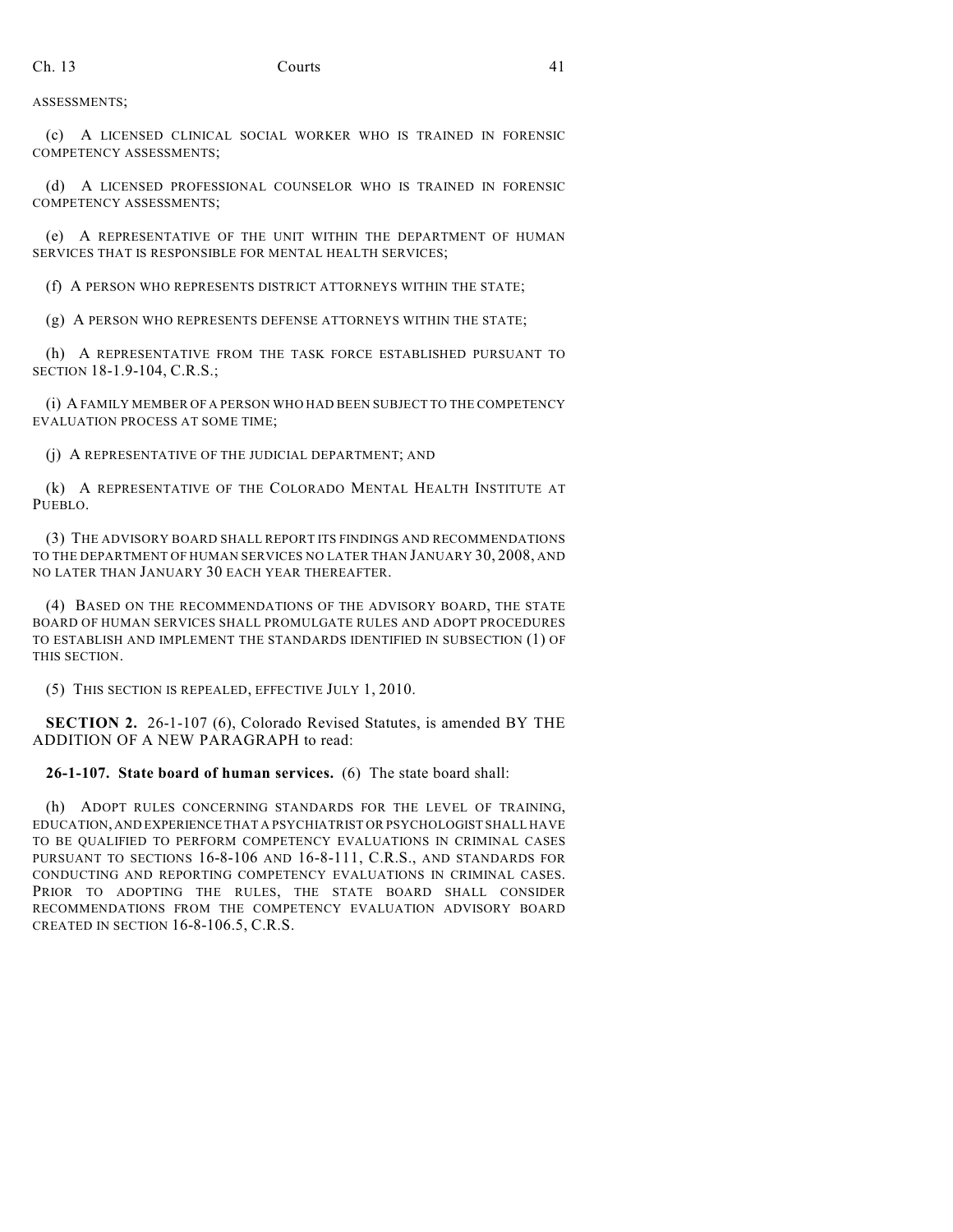ASSESSMENTS;

(c) A LICENSED CLINICAL SOCIAL WORKER WHO IS TRAINED IN FORENSIC COMPETENCY ASSESSMENTS;

(d) A LICENSED PROFESSIONAL COUNSELOR WHO IS TRAINED IN FORENSIC COMPETENCY ASSESSMENTS;

(e) A REPRESENTATIVE OF THE UNIT WITHIN THE DEPARTMENT OF HUMAN SERVICES THAT IS RESPONSIBLE FOR MENTAL HEALTH SERVICES;

(f) A PERSON WHO REPRESENTS DISTRICT ATTORNEYS WITHIN THE STATE;

(g) A PERSON WHO REPRESENTS DEFENSE ATTORNEYS WITHIN THE STATE;

(h) A REPRESENTATIVE FROM THE TASK FORCE ESTABLISHED PURSUANT TO SECTION 18-1.9-104, C.R.S.;

(i) A FAMILY MEMBER OF A PERSON WHO HAD BEEN SUBJECT TO THE COMPETENCY EVALUATION PROCESS AT SOME TIME;

(j) A REPRESENTATIVE OF THE JUDICIAL DEPARTMENT; AND

(k) A REPRESENTATIVE OF THE COLORADO MENTAL HEALTH INSTITUTE AT PUEBLO.

(3) THE ADVISORY BOARD SHALL REPORT ITS FINDINGS AND RECOMMENDATIONS TO THE DEPARTMENT OF HUMAN SERVICES NO LATER THAN JANUARY 30, 2008, AND NO LATER THAN JANUARY 30 EACH YEAR THEREAFTER.

(4) BASED ON THE RECOMMENDATIONS OF THE ADVISORY BOARD, THE STATE BOARD OF HUMAN SERVICES SHALL PROMULGATE RULES AND ADOPT PROCEDURES TO ESTABLISH AND IMPLEMENT THE STANDARDS IDENTIFIED IN SUBSECTION (1) OF THIS SECTION.

(5) THIS SECTION IS REPEALED, EFFECTIVE JULY 1, 2010.

**SECTION 2.** 26-1-107 (6), Colorado Revised Statutes, is amended BY THE ADDITION OF A NEW PARAGRAPH to read:

**26-1-107. State board of human services.** (6) The state board shall:

(h) ADOPT RULES CONCERNING STANDARDS FOR THE LEVEL OF TRAINING, EDUCATION, AND EXPERIENCE THAT A PSYCHIATRIST OR PSYCHOLOGIST SHALL HAVE TO BE QUALIFIED TO PERFORM COMPETENCY EVALUATIONS IN CRIMINAL CASES PURSUANT TO SECTIONS 16-8-106 AND 16-8-111, C.R.S., AND STANDARDS FOR CONDUCTING AND REPORTING COMPETENCY EVALUATIONS IN CRIMINAL CASES. PRIOR TO ADOPTING THE RULES, THE STATE BOARD SHALL CONSIDER RECOMMENDATIONS FROM THE COMPETENCY EVALUATION ADVISORY BOARD CREATED IN SECTION 16-8-106.5, C.R.S.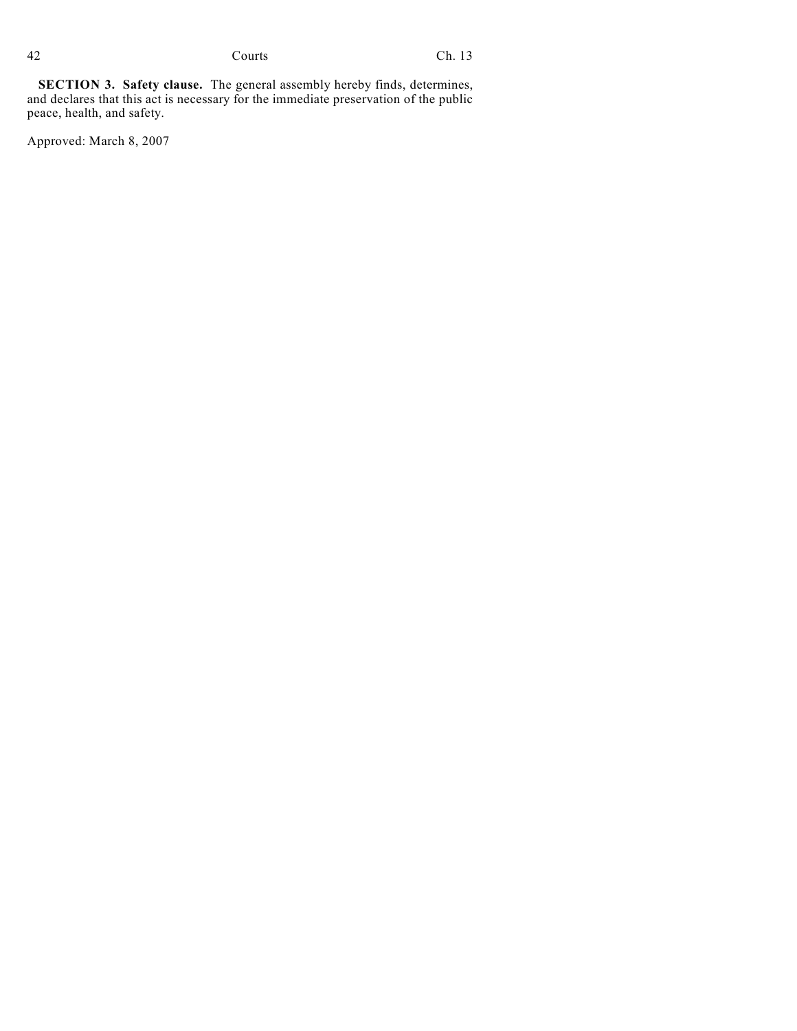**SECTION 3. Safety clause.** The general assembly hereby finds, determines, and declares that this act is necessary for the immediate preservation of the public peace, health, and safety.

Approved: March 8, 2007